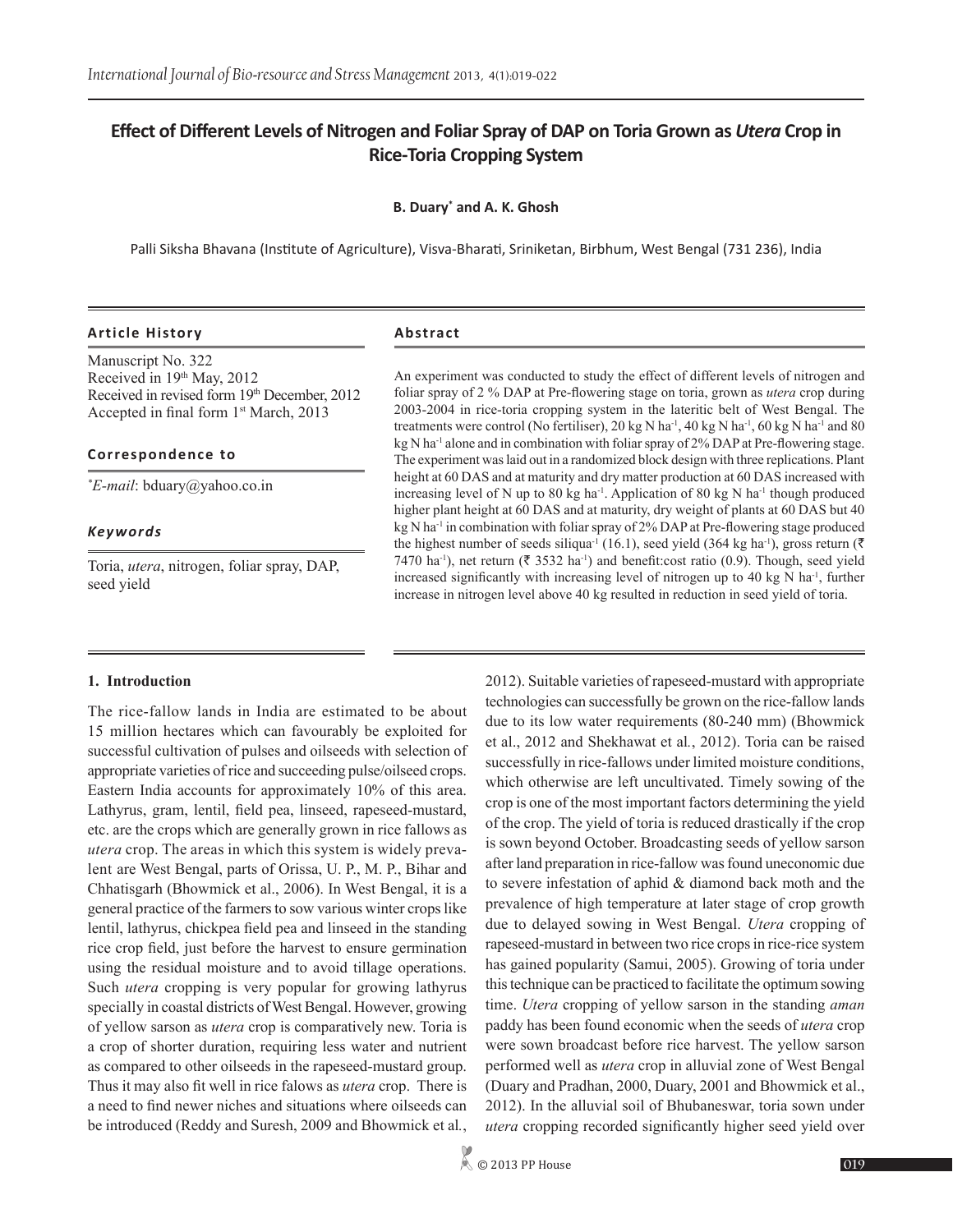# Effect of Different Levels of Nitrogen and Foliar Spray of DAP on Toria Grown as *Utera* Crop in Rice-Toria Cropping System

**B. Duary[*] and A. K. Ghosh**

Palli Siksha Bhavana (Institute of Agriculture), Visva-Bharati, Sriniketan, Birbhum, West Bengal (731 236), India

### Article History

Manuscript No. 322
Received in 19[th] May, 2012
Received in revised form 19[th] December, 2012
Accepted in final form 1[st] March, 2013

### Correspondence to

[*]*E-mail*: bduary@yahoo.co.in

### *Keywords*

Toria, *utera*, nitrogen, foliar spray, DAP, seed yield

### Abstract

An experiment was conducted to study the effect of different levels of nitrogen and foliar spray of 2 % DAP at Pre-flowering stage on toria, grown as *utera* crop during 2003-2004 in rice-toria cropping system in the lateritic belt of West Bengal. The treatments were control (No fertiliser), 20 kg N ha$^{-1}$, 40 kg N ha$^{-1}$, 60 kg N ha$^{-1}$ and 80 kg N ha$^{-1}$ alone and in combination with foliar spray of 2% DAP at Pre-flowering stage. The experiment was laid out in a randomized block design with three replications. Plant height at 60 DAS and at maturity and dry matter production at 60 DAS increased with increasing level of N up to 80 kg ha$^{-1}$. Application of 80 kg N ha$^{-1}$ though produced higher plant height at 60 DAS and at maturity, dry weight of plants at 60 DAS but 40 kg N ha$^{-1}$ in combination with foliar spray of 2% DAP at Pre-flowering stage produced the highest number of seeds siliqua$^{-1}$ (16.1), seed yield (364 kg ha$^{-1}$), gross return (₹ 7470 ha$^{-1}$), net return (₹ 3532 ha$^{-1}$) and benefit:cost ratio (0.9). Though, seed yield increased significantly with increasing level of nitrogen up to 40 kg N ha$^{-1}$, further increase in nitrogen level above 40 kg resulted in reduction in seed yield of toria.

## 1. Introduction

The rice-fallow lands in India are estimated to be about 15 million hectares which can favourably be exploited for successful cultivation of pulses and oilseeds with selection of appropriate varieties of rice and succeeding pulse/oilseed crops. Eastern India accounts for approximately 10% of this area. Lathyrus, gram, lentil, field pea, linseed, rapeseed-mustard, etc. are the crops which are generally grown in rice fallows as *utera* crop. The areas in which this system is widely prevalent are West Bengal, parts of Orissa, U. P., M. P., Bihar and Chhatisgarh (Bhowmick et al., 2006). In West Bengal, it is a general practice of the farmers to sow various winter crops like lentil, lathyrus, chickpea field pea and linseed in the standing rice crop field, just before the harvest to ensure germination using the residual moisture and to avoid tillage operations. Such *utera* cropping is very popular for growing lathyrus specially in coastal districts of West Bengal. However, growing of yellow sarson as *utera* crop is comparatively new. Toria is a crop of shorter duration, requiring less water and nutrient as compared to other oilseeds in the rapeseed-mustard group. Thus it may also fit well in rice falows as *utera* crop. There is a need to find newer niches and situations where oilseeds can be introduced (Reddy and Suresh, 2009 and Bhowmick et al., 2012). Suitable varieties of rapeseed-mustard with appropriate technologies can successfully be grown on the rice-fallow lands due to its low water requirements (80-240 mm) (Bhowmick et al., 2012 and Shekhawat et al., 2012). Toria can be raised successfully in rice-fallows under limited moisture conditions, which otherwise are left uncultivated. Timely sowing of the crop is one of the most important factors determining the yield of the crop. The yield of toria is reduced drastically if the crop is sown beyond October. Broadcasting seeds of yellow sarson after land preparation in rice-fallow was found uneconomic due to severe infestation of aphid & diamond back moth and the prevalence of high temperature at later stage of crop growth due to delayed sowing in West Bengal. *Utera* cropping of rapeseed-mustard in between two rice crops in rice-rice system has gained popularity (Samui, 2005). Growing of toria under this technique can be practiced to facilitate the optimum sowing time. *Utera* cropping of yellow sarson in the standing *aman* paddy has been found economic when the seeds of *utera* crop were sown broadcast before rice harvest. The yellow sarson performed well as *utera* crop in alluvial zone of West Bengal (Duary and Pradhan, 2000, Duary, 2001 and Bhowmick et al., 2012). In the alluvial soil of Bhubaneswar, toria sown under *utera* cropping recorded significantly higher seed yield over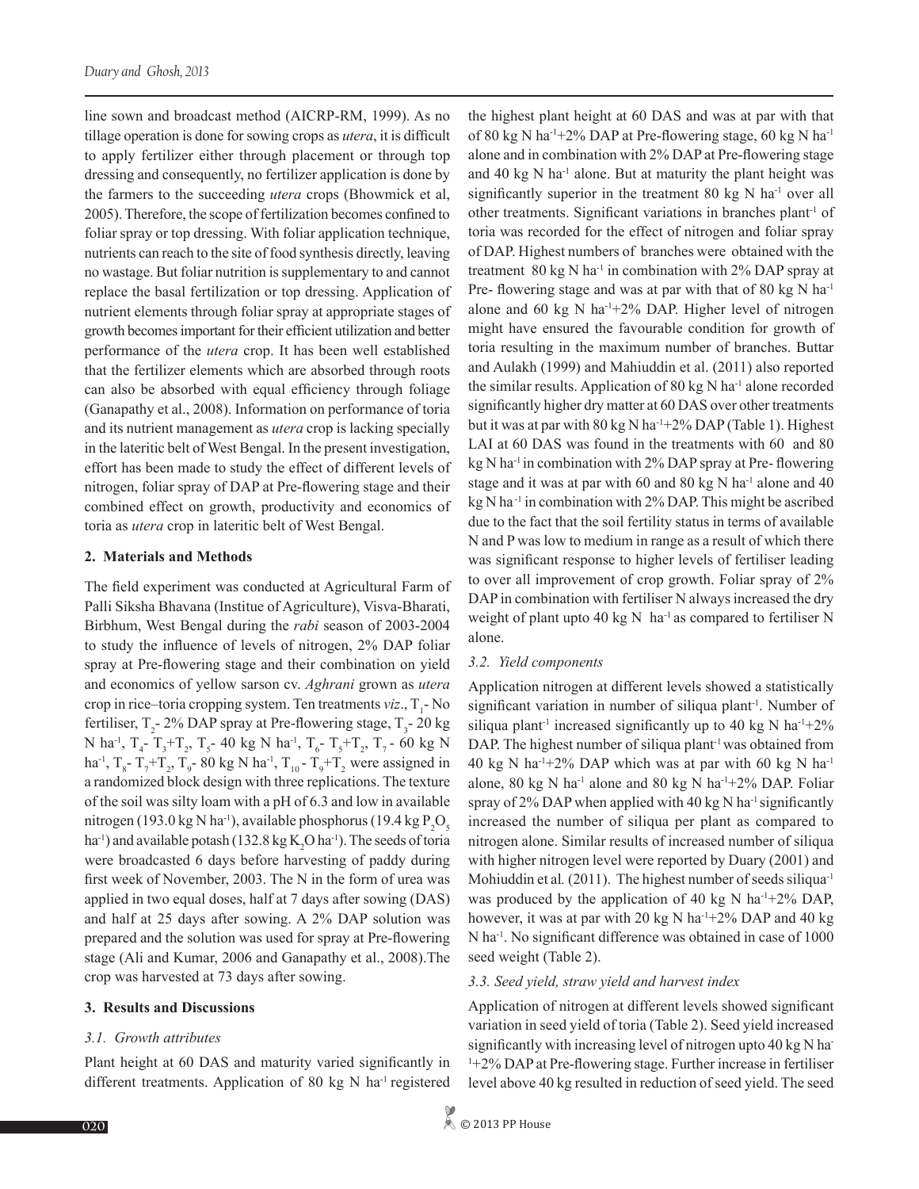line sown and broadcast method (AICRP-RM, 1999). As no tillage operation is done for sowing crops as *utera*, it is difficult to apply fertilizer either through placement or through top dressing and consequently, no fertilizer application is done by the farmers to the succeeding *utera* crops (Bhowmick et al, 2005). Therefore, the scope of fertilization becomes confined to foliar spray or top dressing. With foliar application technique, nutrients can reach to the site of food synthesis directly, leaving no wastage. But foliar nutrition is supplementary to and cannot replace the basal fertilization or top dressing. Application of nutrient elements through foliar spray at appropriate stages of growth becomes important for their efficient utilization and better performance of the *utera* crop. It has been well established that the fertilizer elements which are absorbed through roots can also be absorbed with equal efficiency through foliage (Ganapathy et al., 2008). Information on performance of toria and its nutrient management as *utera* crop is lacking specially in the lateritic belt of West Bengal. In the present investigation, effort has been made to study the effect of different levels of nitrogen, foliar spray of DAP at Pre-flowering stage and their combined effect on growth, productivity and economics of toria as *utera* crop in lateritic belt of West Bengal.

## 2. Materials and Methods

The field experiment was conducted at Agricultural Farm of Palli Siksha Bhavana (Institue of Agriculture), Visva-Bharati, Birbhum, West Bengal during the *rabi* season of 2003-2004 to study the influence of levels of nitrogen, 2% DAP foliar spray at Pre-flowering stage and their combination on yield and economics of yellow sarson cv. *Aghrani* grown as *utera* crop in rice–toria cropping system. Ten treatments *viz*., $T_1$- No fertiliser, $T_2$- 2% DAP spray at Pre-flowering stage, $T_3$- 20 kg N $ha^{-1}$, $T_4$- $T_3$+$T_2$, $T_5$- 40 kg N $ha^{-1}$, $T_6$- $T_5$+$T_2$, $T_7$ - 60 kg N $ha^{-1}$, $T_8$- $T_7$+$T_2$, $T_9$- 80 kg N $ha^{-1}$, $T_{10}$ - $T_9$+$T_2$ were assigned in a randomized block design with three replications. The texture of the soil was silty loam with a pH of 6.3 and low in available nitrogen (193.0 kg N $ha^{-1}$), available phosphorus (19.4 kg $P_2O_5$ $ha^{-1}$) and available potash (132.8 kg $K_2O$ $ha^{-1}$). The seeds of toria were broadcasted 6 days before harvesting of paddy during first week of November, 2003. The N in the form of urea was applied in two equal doses, half at 7 days after sowing (DAS) and half at 25 days after sowing. A 2% DAP solution was prepared and the solution was used for spray at Pre-flowering stage (Ali and Kumar, 2006 and Ganapathy et al., 2008).The crop was harvested at 73 days after sowing.

## 3. Results and Discussions

### 3.1. Growth attributes

Plant height at 60 DAS and maturity varied significantly in different treatments. Application of 80 kg N $ha^{-1}$ registered the highest plant height at 60 DAS and was at par with that of 80 kg N $ha^{-1}$+2% DAP at Pre-flowering stage, 60 kg N $ha^{-1}$ alone and in combination with 2% DAP at Pre-flowering stage and 40 kg N $ha^{-1}$ alone. But at maturity the plant height was significantly superior in the treatment 80 kg N $ha^{-1}$ over all other treatments. Significant variations in branches $plant^{-1}$ of toria was recorded for the effect of nitrogen and foliar spray of DAP. Highest numbers of branches were obtained with the treatment 80 kg N $ha^{-1}$ in combination with 2% DAP spray at Pre- flowering stage and was at par with that of 80 kg N $ha^{-1}$ alone and 60 kg N $ha^{-1}$+2% DAP. Higher level of nitrogen might have ensured the favourable condition for growth of toria resulting in the maximum number of branches. Buttar and Aulakh (1999) and Mahiuddin et al. (2011) also reported the similar results. Application of 80 kg N $ha^{-1}$ alone recorded significantly higher dry matter at 60 DAS over other treatments but it was at par with 80 kg N $ha^{-1}$+2% DAP (Table 1). Highest LAI at 60 DAS was found in the treatments with 60 and 80 kg N $ha^{-1}$ in combination with 2% DAP spray at Pre- flowering stage and it was at par with 60 and 80 kg N $ha^{-1}$ alone and 40 kg N $ha^{-1}$ in combination with 2% DAP. This might be ascribed due to the fact that the soil fertility status in terms of available N and P was low to medium in range as a result of which there was significant response to higher levels of fertiliser leading to over all improvement of crop growth. Foliar spray of 2% DAP in combination with fertiliser N always increased the dry weight of plant upto 40 kg N $ha^{-1}$ as compared to fertiliser N alone.

### 3.2. Yield components

Application nitrogen at different levels showed a statistically significant variation in number of siliqua $plant^{-1}$. Number of siliqua $plant^{-1}$ increased significantly up to 40 kg N $ha^{-1}$+2% DAP. The highest number of siliqua $plant^{-1}$ was obtained from 40 kg N $ha^{-1}$+2% DAP which was at par with 60 kg N $ha^{-1}$ alone, 80 kg N $ha^{-1}$ alone and 80 kg N $ha^{-1}$+2% DAP. Foliar spray of 2% DAP when applied with 40 kg N $ha^{-1}$ significantly increased the number of siliqua per plant as compared to nitrogen alone. Similar results of increased number of siliqua with higher nitrogen level were reported by Duary (2001) and Mohiuddin et al*.* (2011). The highest number of seeds $siliqua^{-1}$ was produced by the application of 40 kg N $ha^{-1}$+2% DAP, however, it was at par with 20 kg N $ha^{-1}$+2% DAP and 40 kg N $ha^{-1}$. No significant difference was obtained in case of 1000 seed weight (Table 2).

### 3.3. Seed yield, straw yield and harvest index

Application of nitrogen at different levels showed significant variation in seed yield of toria (Table 2). Seed yield increased significantly with increasing level of nitrogen upto 40 kg N $ha^{-1}$+2% DAP at Pre-flowering stage. Further increase in fertiliser level above 40 kg resulted in reduction of seed yield. The seed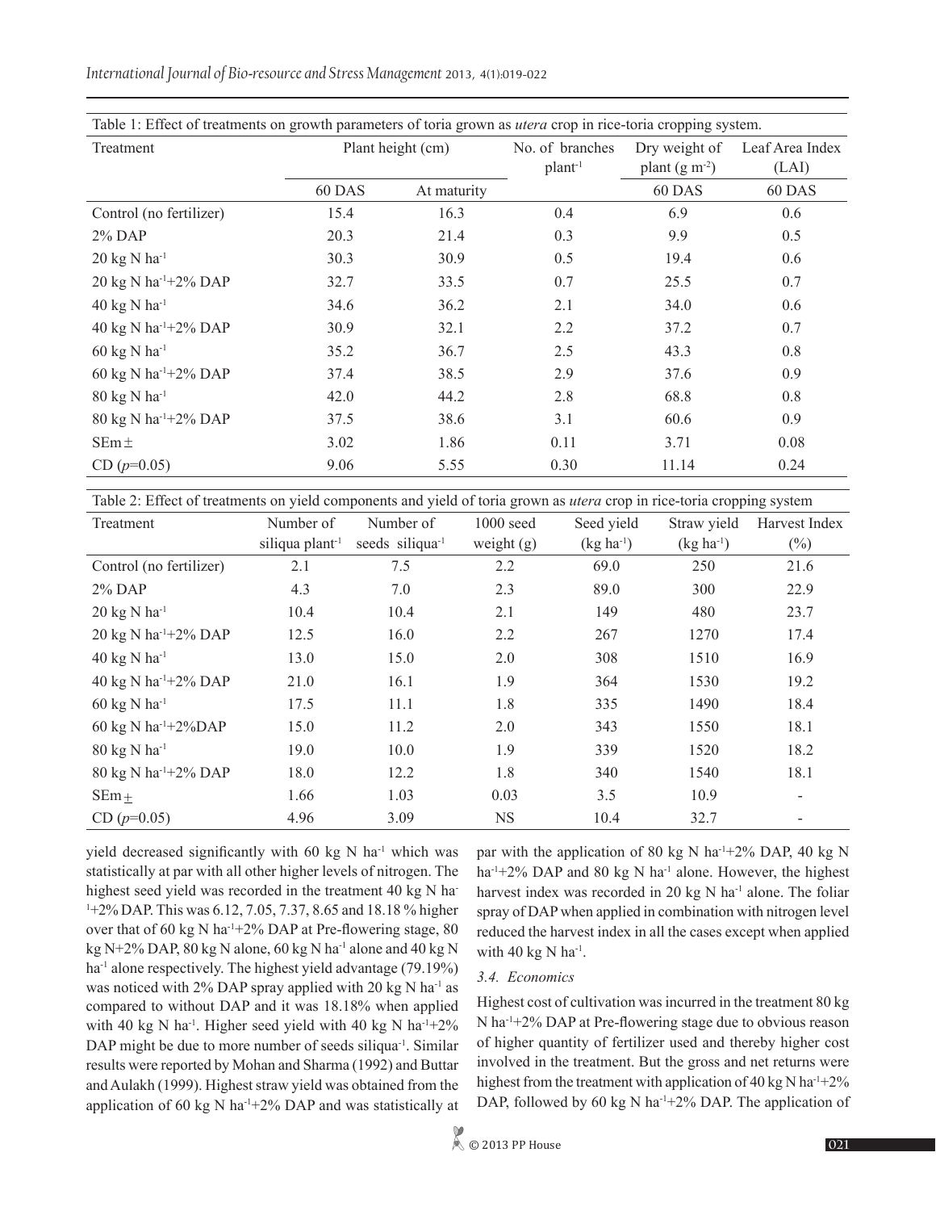Table 1: Effect of treatments on growth parameters of toria grown as *utera* crop in rice-toria cropping system.

| Treatment | Plant height (cm) | | No. of branches $plant^{-1}$ | Dry weight of plant ($g\ m^{-2}$) | Leaf Area Index (LAI) |
|---|---|---|---|---|---|
| | 60 DAS | At maturity | | 60 DAS | 60 DAS |
| Control (no fertilizer) | 15.4 | 16.3 | 0.4 | 6.9 | 0.6 |
| 2% DAP | 20.3 | 21.4 | 0.3 | 9.9 | 0.5 |
| 20 kg N $ha^{-1}$ | 30.3 | 30.9 | 0.5 | 19.4 | 0.6 |
| 20 kg N $ha^{-1}$+2% DAP | 32.7 | 33.5 | 0.7 | 25.5 | 0.7 |
| 40 kg N $ha^{-1}$ | 34.6 | 36.2 | 2.1 | 34.0 | 0.6 |
| 40 kg N $ha^{-1}$+2% DAP | 30.9 | 32.1 | 2.2 | 37.2 | 0.7 |
| 60 kg N $ha^{-1}$ | 35.2 | 36.7 | 2.5 | 43.3 | 0.8 |
| 60 kg N $ha^{-1}$+2% DAP | 37.4 | 38.5 | 2.9 | 37.6 | 0.9 |
| 80 kg N $ha^{-1}$ | 42.0 | 44.2 | 2.8 | 68.8 | 0.8 |
| 80 kg N $ha^{-1}$+2% DAP | 37.5 | 38.6 | 3.1 | 60.6 | 0.9 |
| SEm± | 3.02 | 1.86 | 0.11 | 3.71 | 0.08 |
| CD ($p$=0.05) | 9.06 | 5.55 | 0.30 | 11.14 | 0.24 |

Table 2: Effect of treatments on yield components and yield of toria grown as *utera* crop in rice-toria cropping system

| Treatment | Number of siliqua $plant^{-1}$ | Number of seeds $siliqua^{-1}$ | 1000 seed weight (g) | Seed yield ($kg\ ha^{-1}$) | Straw yield ($kg\ ha^{-1}$) | Harvest Index (%) |
|---|---|---|---|---|---|---|
| Control (no fertilizer) | 2.1 | 7.5 | 2.2 | 69.0 | 250 | 21.6 |
| 2% DAP | 4.3 | 7.0 | 2.3 | 89.0 | 300 | 22.9 |
| 20 kg N $ha^{-1}$ | 10.4 | 10.4 | 2.1 | 149 | 480 | 23.7 |
| 20 kg N $ha^{-1}$+2% DAP | 12.5 | 16.0 | 2.2 | 267 | 1270 | 17.4 |
| 40 kg N $ha^{-1}$ | 13.0 | 15.0 | 2.0 | 308 | 1510 | 16.9 |
| 40 kg N $ha^{-1}$+2% DAP | 21.0 | 16.1 | 1.9 | 364 | 1530 | 19.2 |
| 60 kg N $ha^{-1}$ | 17.5 | 11.1 | 1.8 | 335 | 1490 | 18.4 |
| 60 kg N $ha^{-1}$+2%DAP | 15.0 | 11.2 | 2.0 | 343 | 1550 | 18.1 |
| 80 kg N $ha^{-1}$ | 19.0 | 10.0 | 1.9 | 339 | 1520 | 18.2 |
| 80 kg N $ha^{-1}$+2% DAP | 18.0 | 12.2 | 1.8 | 340 | 1540 | 18.1 |
| SEm± | 1.66 | 1.03 | 0.03 | 3.5 | 10.9 | - |
| CD ($p$=0.05) | 4.96 | 3.09 | NS | 10.4 | 32.7 | - |

yield decreased significantly with 60 kg N $ha^{-1}$ which was statistically at par with all other higher levels of nitrogen. The highest seed yield was recorded in the treatment 40 kg N $ha^{-1}$+2% DAP. This was 6.12, 7.05, 7.37, 8.65 and 18.18 % higher over that of 60 kg N $ha^{-1}$+2% DAP at Pre-flowering stage, 80 kg N+2% DAP, 80 kg N alone, 60 kg N $ha^{-1}$ alone and 40 kg N $ha^{-1}$ alone respectively. The highest yield advantage (79.19%) was noticed with 2% DAP spray applied with 20 kg N $ha^{-1}$ as compared to without DAP and it was 18.18% when applied with 40 kg N $ha^{-1}$. Higher seed yield with 40 kg N $ha^{-1}$+2% DAP might be due to more number of seeds $siliqua^{-1}$. Similar results were reported by Mohan and Sharma (1992) and Buttar and Aulakh (1999). Highest straw yield was obtained from the application of 60 kg N $ha^{-1}$+2% DAP and was statistically at par with the application of 80 kg N $ha^{-1}$+2% DAP, 40 kg N $ha^{-1}$+2% DAP and 80 kg N $ha^{-1}$ alone. However, the highest harvest index was recorded in 20 kg N $ha^{-1}$ alone. The foliar spray of DAP when applied in combination with nitrogen level reduced the harvest index in all the cases except when applied with 40 kg N $ha^{-1}$.

### 3.4. Economics

Highest cost of cultivation was incurred in the treatment 80 kg N $ha^{-1}$+2% DAP at Pre-flowering stage due to obvious reason of higher quantity of fertilizer used and thereby higher cost involved in the treatment. But the gross and net returns were highest from the treatment with application of 40 kg N $ha^{-1}$+2% DAP, followed by 60 kg N $ha^{-1}$+2% DAP. The application of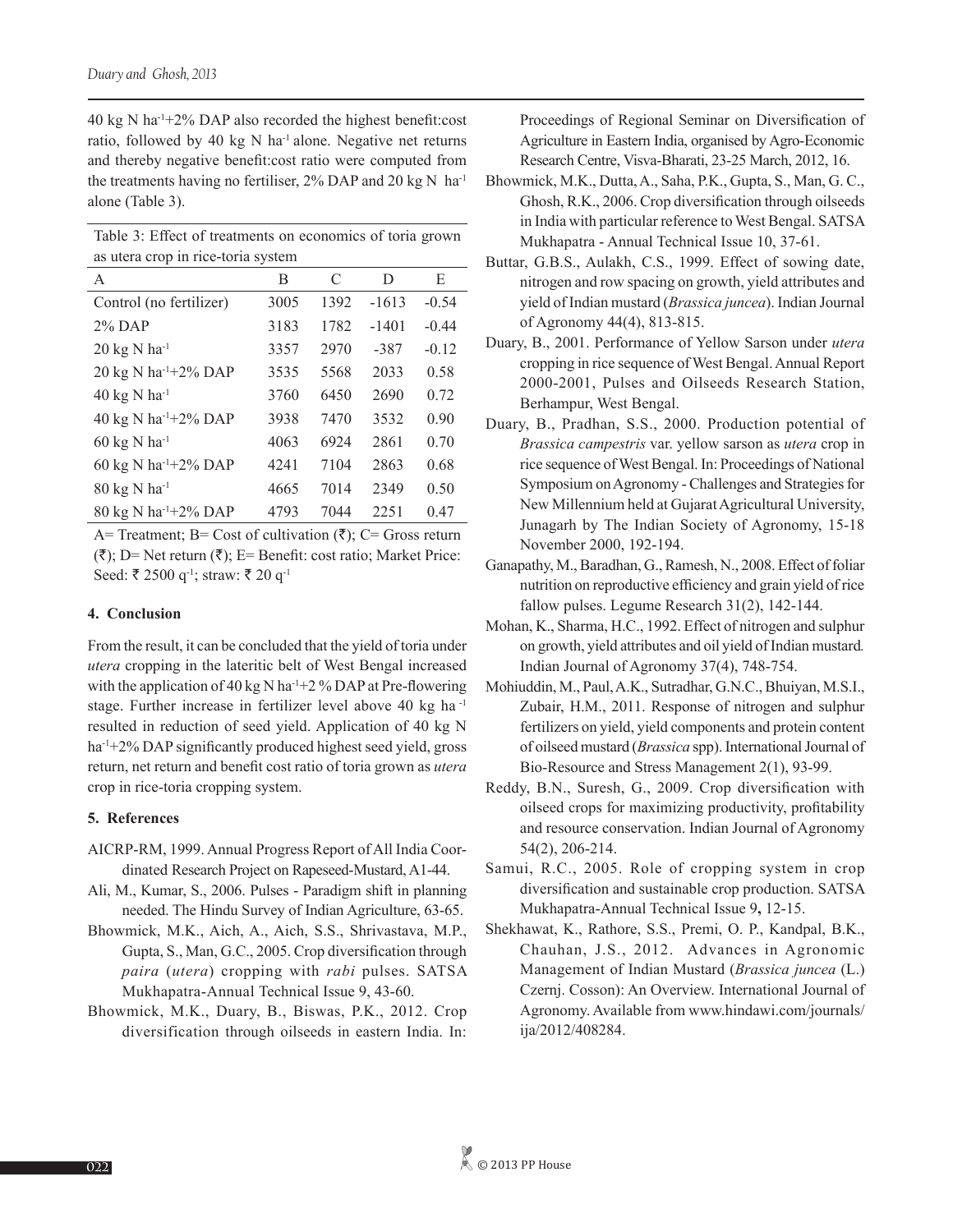40 kg N ha$^{-1}$+2% DAP also recorded the highest benefit:cost ratio, followed by 40 kg N ha$^{-1}$ alone. Negative net returns and thereby negative benefit:cost ratio were computed from the treatments having no fertiliser, 2% DAP and 20 kg N ha$^{-1}$ alone (Table 3).

Table 3: Effect of treatments on economics of toria grown as utera crop in rice-toria system

| A | B | C | D | E |
|---|---|---|---|---|
| Control (no fertilizer) | 3005 | 1392 | -1613 | -0.54 |
| 2% DAP | 3183 | 1782 | -1401 | -0.44 |
| 20 kg N ha$^{-1}$ | 3357 | 2970 | -387 | -0.12 |
| 20 kg N ha$^{-1}$+2% DAP | 3535 | 5568 | 2033 | 0.58 |
| 40 kg N ha$^{-1}$ | 3760 | 6450 | 2690 | 0.72 |
| 40 kg N ha$^{-1}$+2% DAP | 3938 | 7470 | 3532 | 0.90 |
| 60 kg N ha$^{-1}$ | 4063 | 6924 | 2861 | 0.70 |
| 60 kg N ha$^{-1}$+2% DAP | 4241 | 7104 | 2863 | 0.68 |
| 80 kg N ha$^{-1}$ | 4665 | 7014 | 2349 | 0.50 |
| 80 kg N ha$^{-1}$+2% DAP | 4793 | 7044 | 2251 | 0.47 |

A= Treatment; B= Cost of cultivation (₹); C= Gross return (₹); D= Net return (₹); E= Benefit: cost ratio; Market Price: Seed: ₹ 2500 q$^{-1}$; straw: ₹ 20 q$^{-1}$

## 4. Conclusion

From the result, it can be concluded that the yield of toria under *utera* cropping in the lateritic belt of West Bengal increased with the application of 40 kg N ha$^{-1}$+2 % DAP at Pre-flowering stage. Further increase in fertilizer level above 40 kg ha$^{-1}$ resulted in reduction of seed yield. Application of 40 kg N ha$^{-1}$+2% DAP significantly produced highest seed yield, gross return, net return and benefit cost ratio of toria grown as *utera* crop in rice-toria cropping system.

## 5. References

AICRP-RM, 1999. Annual Progress Report of All India Coordinated Research Project on Rapeseed-Mustard, A1-44.

Ali, M., Kumar, S., 2006. Pulses - Paradigm shift in planning needed. The Hindu Survey of Indian Agriculture, 63-65.

Bhowmick, M.K., Aich, A., Aich, S.S., Shrivastava, M.P., Gupta, S., Man, G.C., 2005. Crop diversification through *paira* (*utera*) cropping with *rabi* pulses. SATSA Mukhapatra-Annual Technical Issue 9, 43-60.

Bhowmick, M.K., Duary, B., Biswas, P.K., 2012. Crop diversification through oilseeds in eastern India. In: Proceedings of Regional Seminar on Diversification of Agriculture in Eastern India, organised by Agro-Economic Research Centre, Visva-Bharati, 23-25 March, 2012, 16.

Bhowmick, M.K., Dutta, A., Saha, P.K., Gupta, S., Man, G. C., Ghosh, R.K., 2006. Crop diversification through oilseeds in India with particular reference to West Bengal. SATSA Mukhapatra - Annual Technical Issue 10, 37-61.

Buttar, G.B.S., Aulakh, C.S., 1999. Effect of sowing date, nitrogen and row spacing on growth, yield attributes and yield of Indian mustard (*Brassica juncea*). Indian Journal of Agronomy 44(4), 813-815.

Duary, B., 2001. Performance of Yellow Sarson under *utera* cropping in rice sequence of West Bengal. Annual Report 2000-2001, Pulses and Oilseeds Research Station, Berhampur, West Bengal.

Duary, B., Pradhan, S.S., 2000. Production potential of *Brassica campestris* var. yellow sarson as *utera* crop in rice sequence of West Bengal. In: Proceedings of National Symposium on Agronomy - Challenges and Strategies for New Millennium held at Gujarat Agricultural University, Junagarh by The Indian Society of Agronomy, 15-18 November 2000, 192-194.

Ganapathy, M., Baradhan, G., Ramesh, N., 2008. Effect of foliar nutrition on reproductive efficiency and grain yield of rice fallow pulses. Legume Research 31(2), 142-144.

Mohan, K., Sharma, H.C., 1992. Effect of nitrogen and sulphur on growth, yield attributes and oil yield of Indian mustard. Indian Journal of Agronomy 37(4), 748-754.

Mohiuddin, M., Paul, A.K., Sutradhar, G.N.C., Bhuiyan, M.S.I., Zubair, H.M., 2011. Response of nitrogen and sulphur fertilizers on yield, yield components and protein content of oilseed mustard (*Brassica* spp). International Journal of Bio-Resource and Stress Management 2(1), 93-99.

Reddy, B.N., Suresh, G., 2009. Crop diversification with oilseed crops for maximizing productivity, profitability and resource conservation. Indian Journal of Agronomy 54(2), 206-214.

Samui, R.C., 2005. Role of cropping system in crop diversification and sustainable crop production. SATSA Mukhapatra-Annual Technical Issue 9**,** 12-15.

Shekhawat, K., Rathore, S.S., Premi, O. P., Kandpal, B.K., Chauhan, J.S., 2012. Advances in Agronomic Management of Indian Mustard (*Brassica juncea* (L.) Czernj. Cosson): An Overview. International Journal of Agronomy. Available from www.hindawi.com/journals/ija/2012/408284.